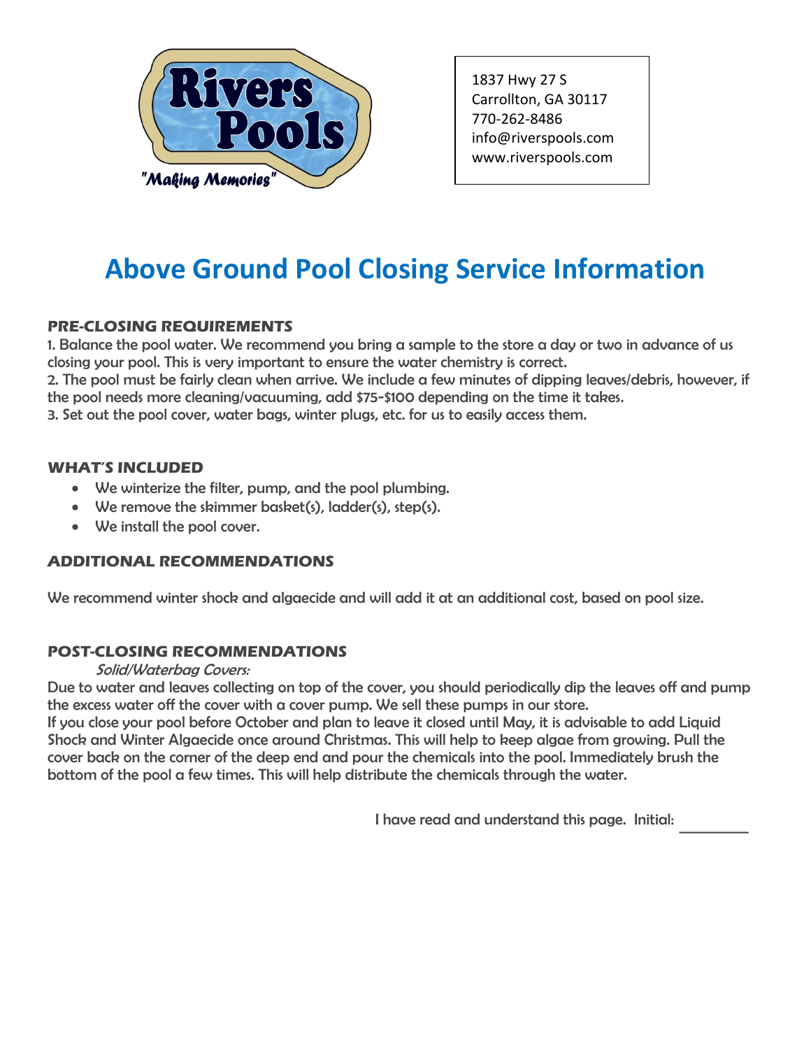Rivers Pools
"Making Memories"

1837 Hwy 27 S
Carrollton, GA 30117
770-262-8486
info@riverspools.com
www.riverspools.com

# Above Ground Pool Closing Service Information

### PRE-CLOSING REQUIREMENTS

1. Balance the pool water. We recommend you bring a sample to the store a day or two in advance of us closing your pool. This is very important to ensure the water chemistry is correct.
2. The pool must be fairly clean when arrive. We include a few minutes of dipping leaves/debris, however, if the pool needs more cleaning/vacuuming, add $75-$100 depending on the time it takes.
3. Set out the pool cover, water bags, winter plugs, etc. for us to easily access them.

### WHAT'S INCLUDED

- We winterize the filter, pump, and the pool plumbing.
- We remove the skimmer basket(s), ladder(s), step(s).
- We install the pool cover.

### ADDITIONAL RECOMMENDATIONS

We recommend winter shock and algaecide and will add it at an additional cost, based on pool size.

### POST-CLOSING RECOMMENDATIONS

*Solid/Waterbag Covers:*

Due to water and leaves collecting on top of the cover, you should periodically dip the leaves off and pump the excess water off the cover with a cover pump. We sell these pumps in our store.

If you close your pool before October and plan to leave it closed until May, it is advisable to add Liquid Shock and Winter Algaecide once around Christmas. This will help to keep algae from growing. Pull the cover back on the corner of the deep end and pour the chemicals into the pool. Immediately brush the bottom of the pool a few times. This will help distribute the chemicals through the water.

I have read and understand this page. Initial: _________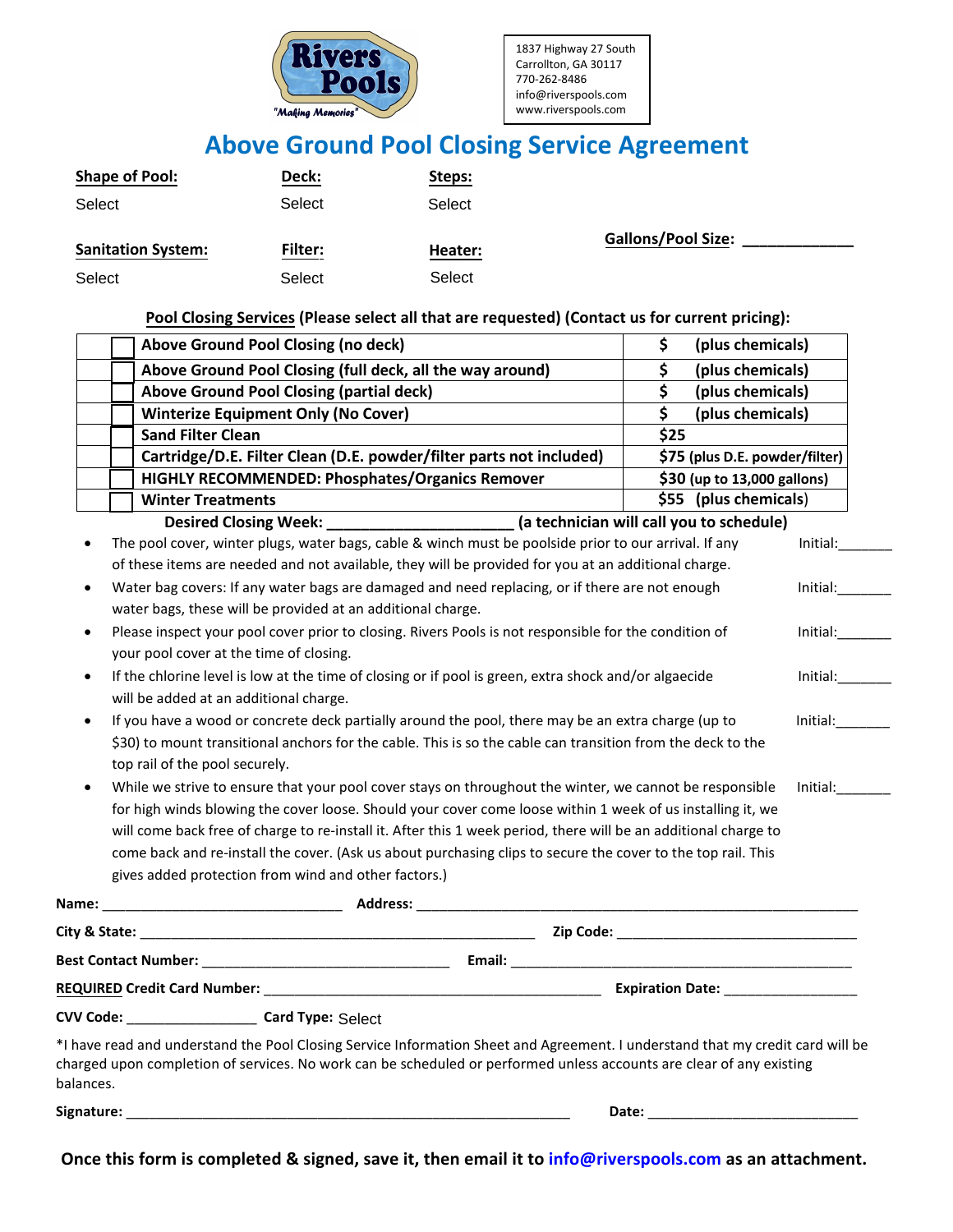Rivers Pools
"Making Memories"

1837 Highway 27 South
Carrollton, GA 30117
770-262-8486
info@riverspools.com
www.riverspools.com

# Above Ground Pool Closing Service Agreement

**Shape of Pool:** Select

**Deck:** Select

**Steps:** Select

**Sanitation System:** Select

**Filter:** Select

**Heater:** Select

**Gallons/Pool Size:** ____________

**Pool Closing Services (Please select all that are requested) (Contact us for current pricing):**

| | | |
|---|---|---|
| ☐ | Above Ground Pool Closing (no deck) | $ (plus chemicals) |
| ☐ | Above Ground Pool Closing (full deck, all the way around) | $ (plus chemicals) |
| ☐ | Above Ground Pool Closing (partial deck) | $ (plus chemicals) |
| ☐ | Winterize Equipment Only (No Cover) | $ (plus chemicals) |
| ☐ | Sand Filter Clean | $25 |
| ☐ | Cartridge/D.E. Filter Clean (D.E. powder/filter parts not included) | $75 (plus D.E. powder/filter) |
| ☐ | HIGHLY RECOMMENDED: Phosphates/Organics Remover | $30 (up to 13,000 gallons) |
| ☐ | Winter Treatments | $55 (plus chemicals) |

**Desired Closing Week: ______________________ (a technician will call you to schedule)**

- The pool cover, winter plugs, water bags, cable & winch must be poolside prior to our arrival. If any of these items are needed and not available, they will be provided for you at an additional charge. Initial:_______
- Water bag covers: If any water bags are damaged and need replacing, or if there are not enough water bags, these will be provided at an additional charge. Initial:_______
- Please inspect your pool cover prior to closing. Rivers Pools is not responsible for the condition of your pool cover at the time of closing. Initial:_______
- If the chlorine level is low at the time of closing or if pool is green, extra shock and/or algaecide will be added at an additional charge. Initial:_______
- If you have a wood or concrete deck partially around the pool, there may be an extra charge (up to $30) to mount transitional anchors for the cable. This is so the cable can transition from the deck to the top rail of the pool securely. Initial:_______
- While we strive to ensure that your pool cover stays on throughout the winter, we cannot be responsible for high winds blowing the cover loose. Should your cover come loose within 1 week of us installing it, we will come back free of charge to re-install it. After this 1 week period, there will be an additional charge to come back and re-install the cover. (Ask us about purchasing clips to secure the cover to the top rail. This gives added protection from wind and other factors.) Initial:_______

**Name:** ______________________________ **Address:** ____________________________________________________

**City & State:** ____________________________________________ **Zip Code:** ____________________________

**Best Contact Number:** ______________________________ **Email:** ________________________________________

**REQUIRED Credit Card Number:** ________________________________________ **Expiration Date:** ________________

**CVV Code:** _______________ **Card Type:** Select

*I have read and understand the Pool Closing Service Information Sheet and Agreement. I understand that my credit card will be charged upon completion of services. No work can be scheduled or performed unless accounts are clear of any existing balances.

**Signature:** ______________________________________________________ **Date:** __________________________

**Once this form is completed & signed, save it, then email it to info@riverspools.com as an attachment.**